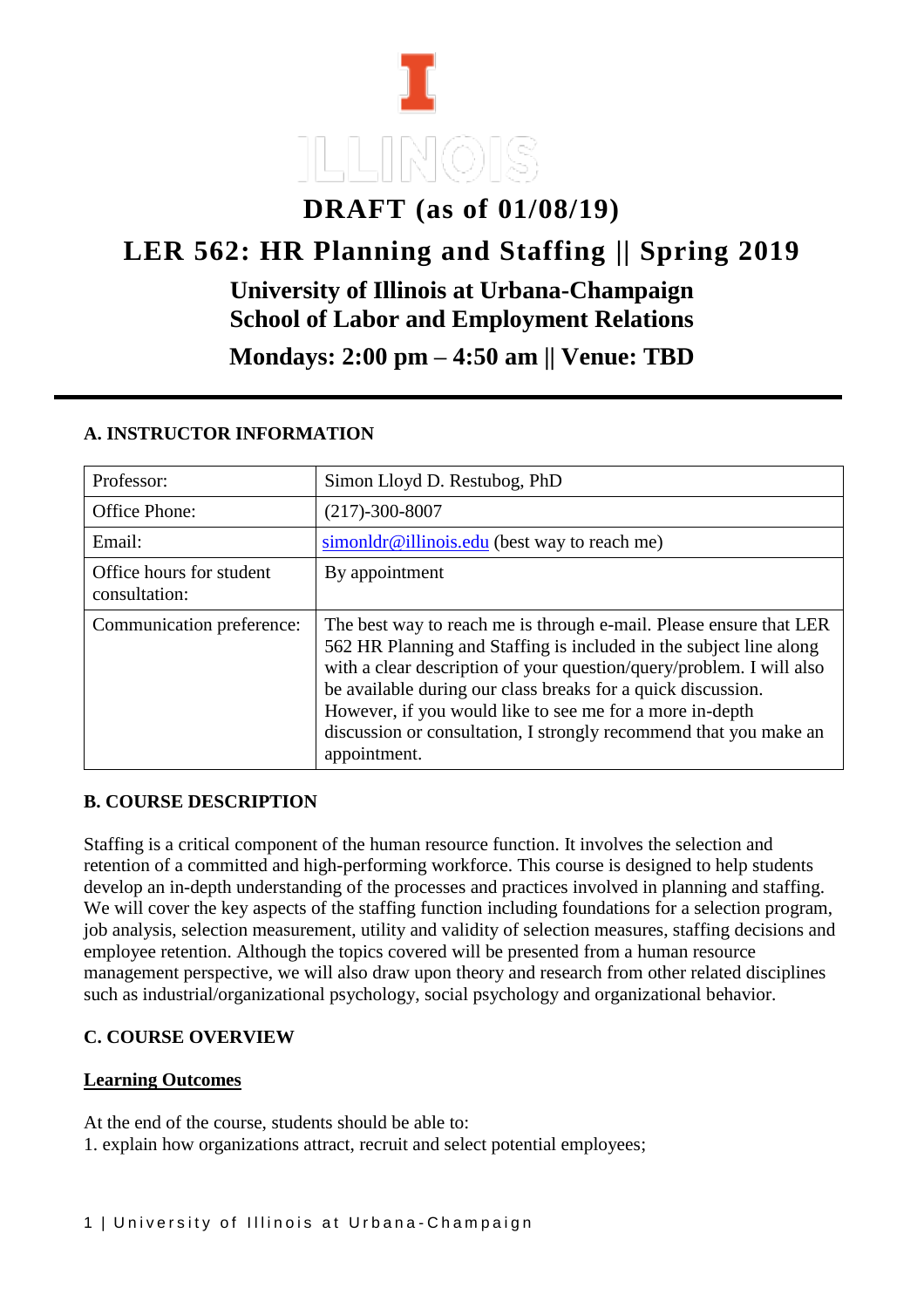# DRAFT (as of 01/08/19)

# LER 562: HR Planning and Staffing || Spring 2019

## University of Illinois at Urbana-Champaign
## School of Labor and Employment Relations

## Mondays: 2:00 pm – 4:50 am || Venue: TBD

### A. INSTRUCTOR INFORMATION

| | |
|---|---|
| Professor: | Simon Lloyd D. Restubog, PhD |
| Office Phone: | (217)-300-8007 |
| Email: | simonldr@illinois.edu (best way to reach me) |
| Office hours for student consultation: | By appointment |
| Communication preference: | The best way to reach me is through e-mail. Please ensure that LER 562 HR Planning and Staffing is included in the subject line along with a clear description of your question/query/problem. I will also be available during our class breaks for a quick discussion. However, if you would like to see me for a more in-depth discussion or consultation, I strongly recommend that you make an appointment. |

### B. COURSE DESCRIPTION

Staffing is a critical component of the human resource function. It involves the selection and retention of a committed and high-performing workforce. This course is designed to help students develop an in-depth understanding of the processes and practices involved in planning and staffing. We will cover the key aspects of the staffing function including foundations for a selection program, job analysis, selection measurement, utility and validity of selection measures, staffing decisions and employee retention. Although the topics covered will be presented from a human resource management perspective, we will also draw upon theory and research from other related disciplines such as industrial/organizational psychology, social psychology and organizational behavior.

### C. COURSE OVERVIEW

**Learning Outcomes**

At the end of the course, students should be able to:

1. explain how organizations attract, recruit and select potential employees;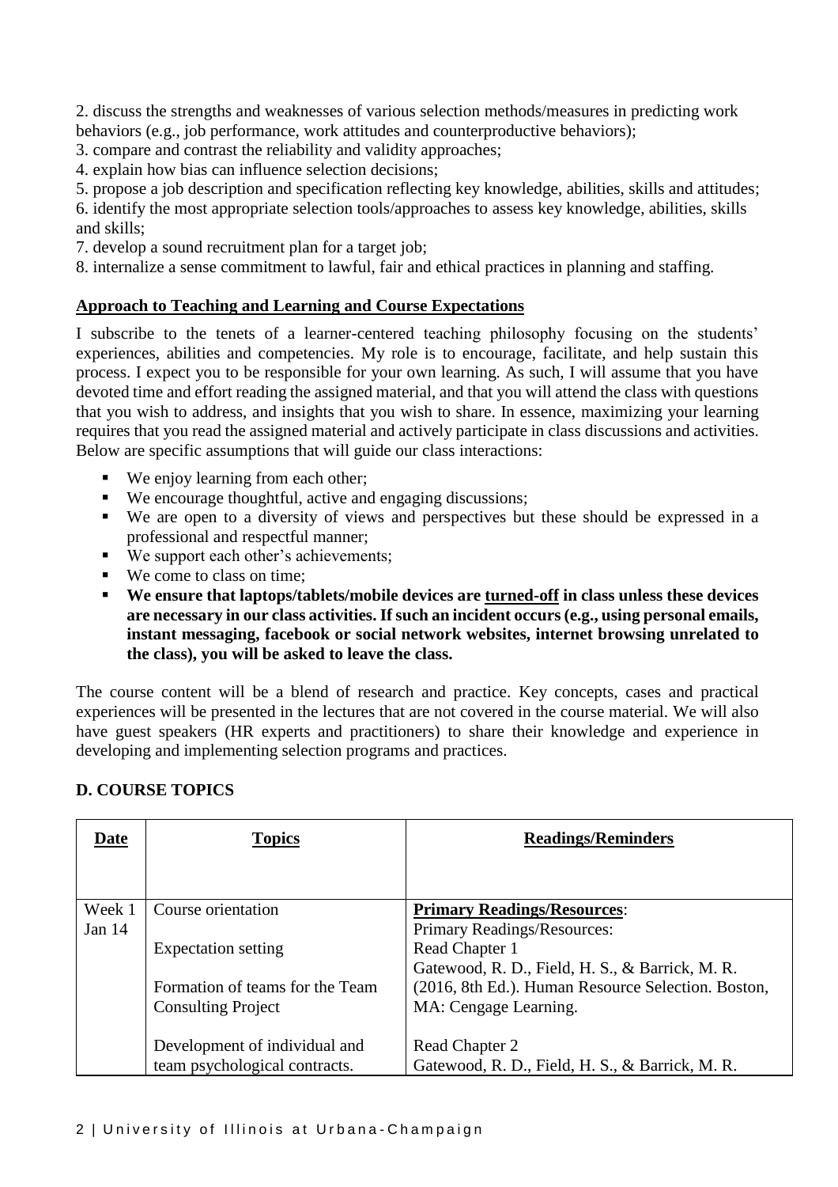2. discuss the strengths and weaknesses of various selection methods/measures in predicting work behaviors (e.g., job performance, work attitudes and counterproductive behaviors);
3. compare and contrast the reliability and validity approaches;
4. explain how bias can influence selection decisions;
5. propose a job description and specification reflecting key knowledge, abilities, skills and attitudes;
6. identify the most appropriate selection tools/approaches to assess key knowledge, abilities, skills and skills;
7. develop a sound recruitment plan for a target job;
8. internalize a sense commitment to lawful, fair and ethical practices in planning and staffing.

**Approach to Teaching and Learning and Course Expectations**

I subscribe to the tenets of a learner-centered teaching philosophy focusing on the students' experiences, abilities and competencies. My role is to encourage, facilitate, and help sustain this process. I expect you to be responsible for your own learning. As such, I will assume that you have devoted time and effort reading the assigned material, and that you will attend the class with questions that you wish to address, and insights that you wish to share. In essence, maximizing your learning requires that you read the assigned material and actively participate in class discussions and activities. Below are specific assumptions that will guide our class interactions:

- We enjoy learning from each other;
- We encourage thoughtful, active and engaging discussions;
- We are open to a diversity of views and perspectives but these should be expressed in a professional and respectful manner;
- We support each other's achievements;
- We come to class on time;
- **We ensure that laptops/tablets/mobile devices are turned-off in class unless these devices are necessary in our class activities. If such an incident occurs (e.g., using personal emails, instant messaging, facebook or social network websites, internet browsing unrelated to the class), you will be asked to leave the class.**

The course content will be a blend of research and practice. Key concepts, cases and practical experiences will be presented in the lectures that are not covered in the course material. We will also have guest speakers (HR experts and practitioners) to share their knowledge and experience in developing and implementing selection programs and practices.

**D. COURSE TOPICS**

| Date | Topics | Readings/Reminders |
|---|---|---|
| Week 1<br>Jan 14 | Course orientation<br><br>Expectation setting<br><br>Formation of teams for the Team Consulting Project<br><br>Development of individual and team psychological contracts. | **Primary Readings/Resources**:<br>Primary Readings/Resources:<br>Read Chapter 1<br>Gatewood, R. D., Field, H. S., & Barrick, M. R. (2016, 8th Ed.). Human Resource Selection. Boston, MA: Cengage Learning.<br><br>Read Chapter 2<br>Gatewood, R. D., Field, H. S., & Barrick, M. R. |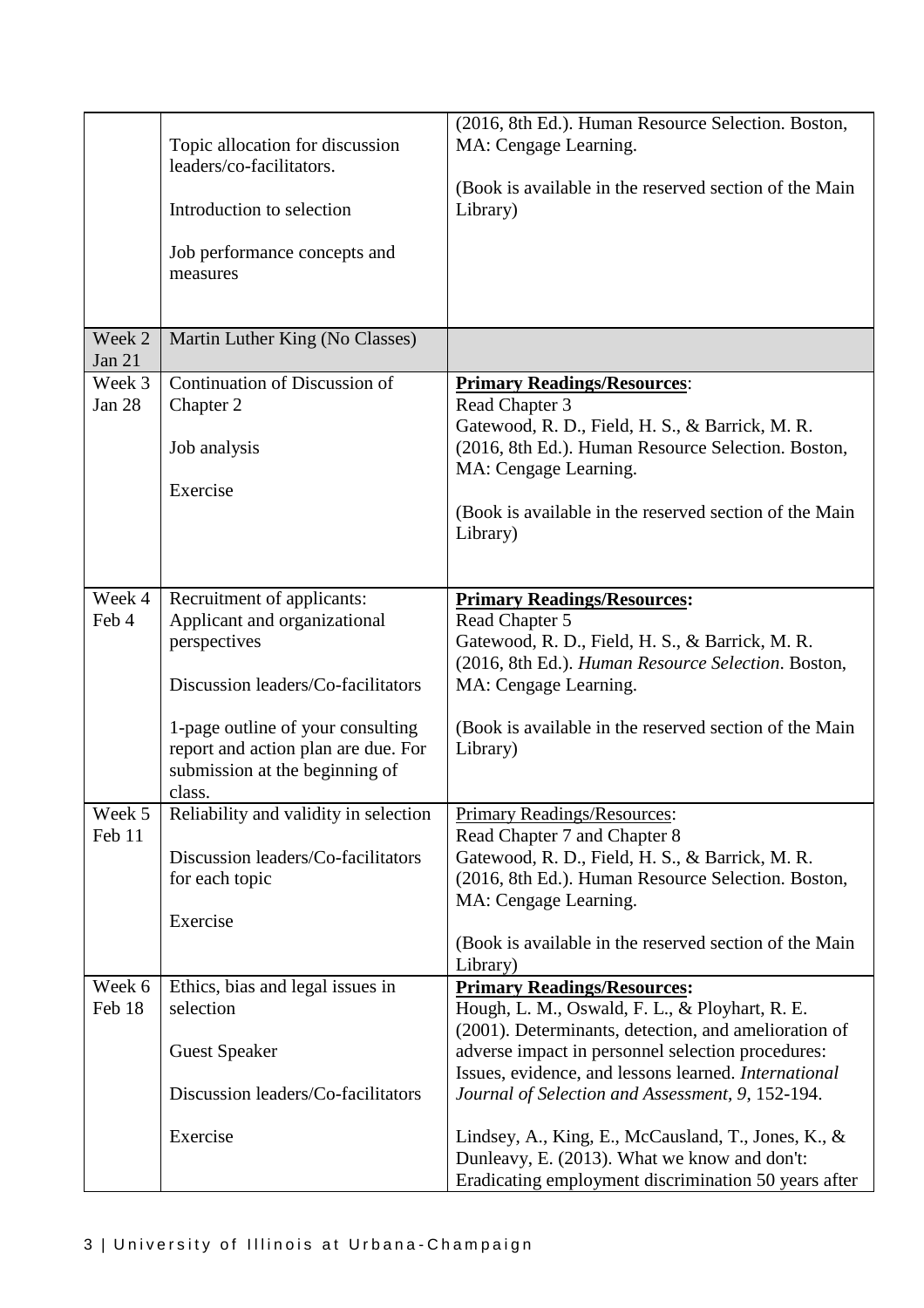| | | |
|---|---|---|
| | Topic allocation for discussion leaders/co-facilitators.<br><br>Introduction to selection<br><br>Job performance concepts and measures | (2016, 8th Ed.). Human Resource Selection. Boston, MA: Cengage Learning.<br><br>(Book is available in the reserved section of the Main Library) |
| Week 2<br>Jan 21 | Martin Luther King (No Classes) | |
| Week 3<br>Jan 28 | Continuation of Discussion of Chapter 2<br><br>Job analysis<br><br>Exercise | **Primary Readings/Resources**:<br>Read Chapter 3<br>Gatewood, R. D., Field, H. S., & Barrick, M. R. (2016, 8th Ed.). Human Resource Selection. Boston, MA: Cengage Learning.<br><br>(Book is available in the reserved section of the Main Library) |
| Week 4<br>Feb 4 | Recruitment of applicants: Applicant and organizational perspectives<br><br>Discussion leaders/Co-facilitators<br><br>1-page outline of your consulting report and action plan are due. For submission at the beginning of class. | **Primary Readings/Resources:**<br>Read Chapter 5<br>Gatewood, R. D., Field, H. S., & Barrick, M. R. (2016, 8th Ed.). *Human Resource Selection*. Boston, MA: Cengage Learning.<br><br>(Book is available in the reserved section of the Main Library) |
| Week 5<br>Feb 11 | Reliability and validity in selection<br><br>Discussion leaders/Co-facilitators for each topic<br><br>Exercise | Primary Readings/Resources:<br>Read Chapter 7 and Chapter 8<br>Gatewood, R. D., Field, H. S., & Barrick, M. R. (2016, 8th Ed.). Human Resource Selection. Boston, MA: Cengage Learning.<br><br>(Book is available in the reserved section of the Main Library) |
| Week 6<br>Feb 18 | Ethics, bias and legal issues in selection<br><br>Guest Speaker<br><br>Discussion leaders/Co-facilitators<br><br>Exercise | **Primary Readings/Resources:**<br>Hough, L. M., Oswald, F. L., & Ployhart, R. E. (2001). Determinants, detection, and amelioration of adverse impact in personnel selection procedures: Issues, evidence, and lessons learned. *International Journal of Selection and Assessment*, *9*, 152-194.<br><br>Lindsey, A., King, E., McCausland, T., Jones, K., & Dunleavy, E. (2013). What we know and don't: Eradicating employment discrimination 50 years after |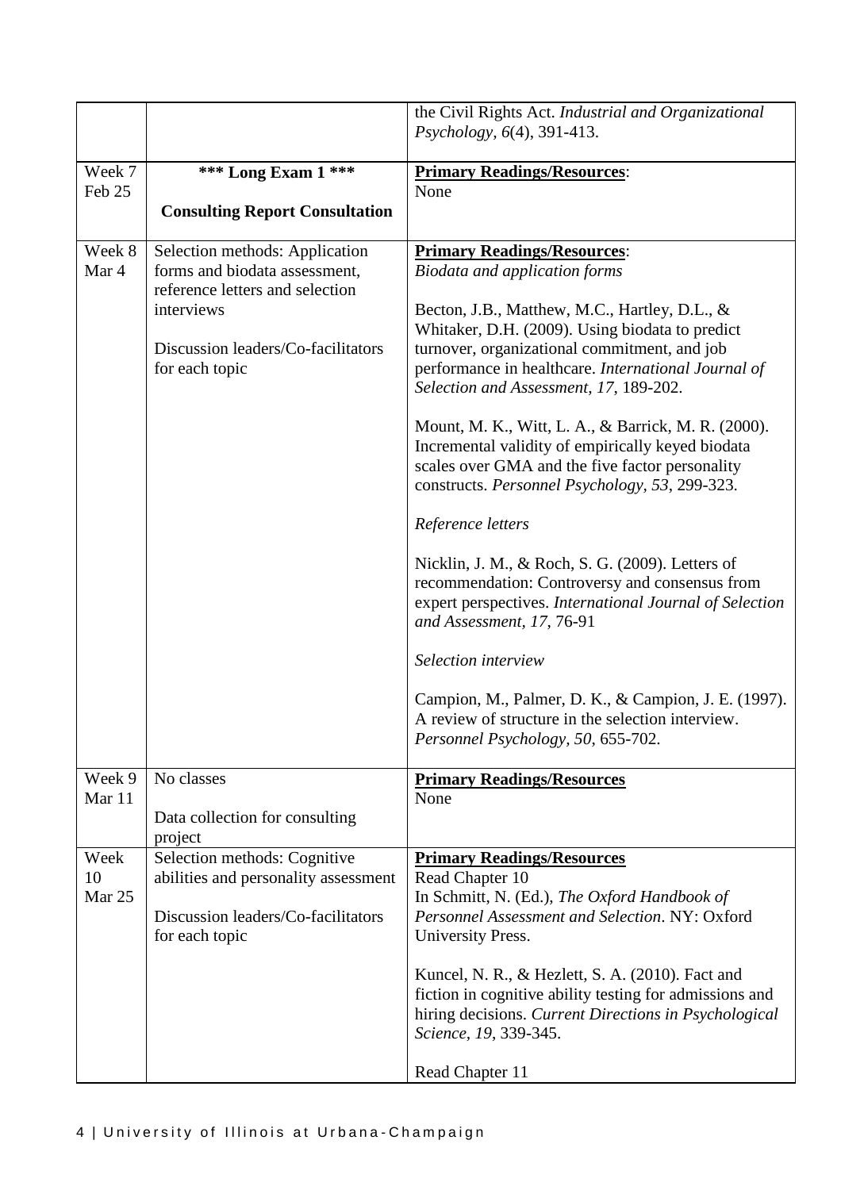| | | |
|---|---|---|
| | | the Civil Rights Act. *Industrial and Organizational Psychology, 6*(4), 391-413. |
| Week 7<br>Feb 25 | **\*\*\* Long Exam 1 \*\*\***<br><br>**Consulting Report Consultation** | **<u>Primary Readings/Resources</u>**:<br>None |
| Week 8<br>Mar 4 | Selection methods: Application forms and biodata assessment, reference letters and selection interviews<br><br>Discussion leaders/Co-facilitators for each topic | **<u>Primary Readings/Resources</u>**:<br>*Biodata and application forms*<br><br>Becton, J.B., Matthew, M.C., Hartley, D.L., & Whitaker, D.H. (2009). Using biodata to predict turnover, organizational commitment, and job performance in healthcare. *International Journal of Selection and Assessment, 17*, 189-202.<br><br>Mount, M. K., Witt, L. A., & Barrick, M. R. (2000). Incremental validity of empirically keyed biodata scales over GMA and the five factor personality constructs. *Personnel Psychology, 53*, 299-323.<br><br>*Reference letters*<br><br>Nicklin, J. M., & Roch, S. G. (2009). Letters of recommendation: Controversy and consensus from expert perspectives. *International Journal of Selection and Assessment, 17*, 76-91<br><br>*Selection interview*<br><br>Campion, M., Palmer, D. K., & Campion, J. E. (1997). A review of structure in the selection interview. *Personnel Psychology, 50*, 655-702. |
| Week 9<br>Mar 11 | No classes<br><br>Data collection for consulting project | **<u>Primary Readings/Resources</u>**<br>None |
| Week 10<br>Mar 25 | Selection methods: Cognitive abilities and personality assessment<br><br>Discussion leaders/Co-facilitators for each topic | **<u>Primary Readings/Resources</u>**<br>Read Chapter 10<br>In Schmitt, N. (Ed.), *The Oxford Handbook of Personnel Assessment and Selection*. NY: Oxford University Press.<br><br>Kuncel, N. R., & Hezlett, S. A. (2010). Fact and fiction in cognitive ability testing for admissions and hiring decisions. *Current Directions in Psychological Science, 19*, 339-345.<br><br>Read Chapter 11 |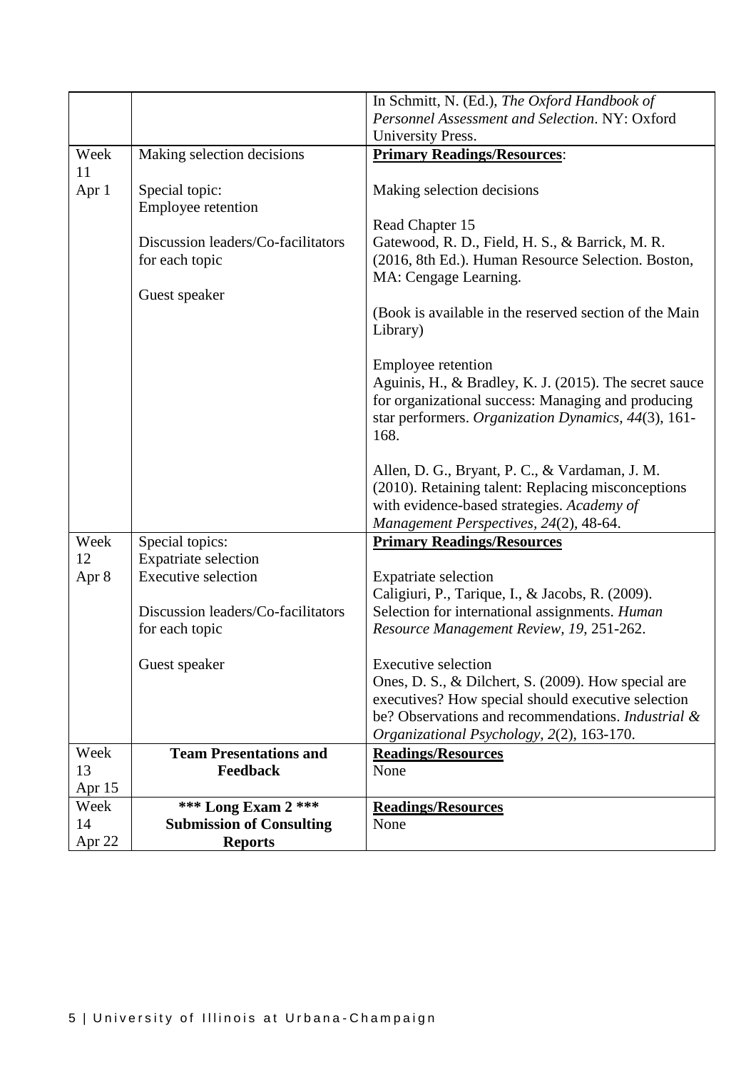| | | |
|---|---|---|
| | | In Schmitt, N. (Ed.), *The Oxford Handbook of Personnel Assessment and Selection*. NY: Oxford University Press. |
| Week 11<br>Apr 1 | Making selection decisions<br><br>Special topic:<br>Employee retention<br><br>Discussion leaders/Co-facilitators for each topic<br><br>Guest speaker | **Primary Readings/Resources**:<br><br>Making selection decisions<br><br>Read Chapter 15<br>Gatewood, R. D., Field, H. S., & Barrick, M. R. (2016, 8th Ed.). Human Resource Selection. Boston, MA: Cengage Learning.<br><br>(Book is available in the reserved section of the Main Library)<br><br>Employee retention<br>Aguinis, H., & Bradley, K. J. (2015). The secret sauce for organizational success: Managing and producing star performers. *Organization Dynamics, 44*(3), 161-168.<br><br>Allen, D. G., Bryant, P. C., & Vardaman, J. M. (2010). Retaining talent: Replacing misconceptions with evidence-based strategies. *Academy of Management Perspectives, 24*(2), 48-64. |
| Week 12<br>Apr 8 | Special topics:<br>Expatriate selection<br>Executive selection<br><br>Discussion leaders/Co-facilitators for each topic<br><br>Guest speaker | **Primary Readings/Resources**<br><br>Expatriate selection<br>Caligiuri, P., Tarique, I., & Jacobs, R. (2009). Selection for international assignments. *Human Resource Management Review, 19*, 251-262.<br><br>Executive selection<br>Ones, D. S., & Dilchert, S. (2009). How special are executives? How special should executive selection be? Observations and recommendations. *Industrial & Organizational Psychology, 2*(2), 163-170. |
| Week 13<br>Apr 15 | **Team Presentations and Feedback** | **Readings/Resources**<br>None |
| Week 14<br>Apr 22 | **\*\*\* Long Exam 2 \*\*\***<br>**Submission of Consulting Reports** | **Readings/Resources**<br>None |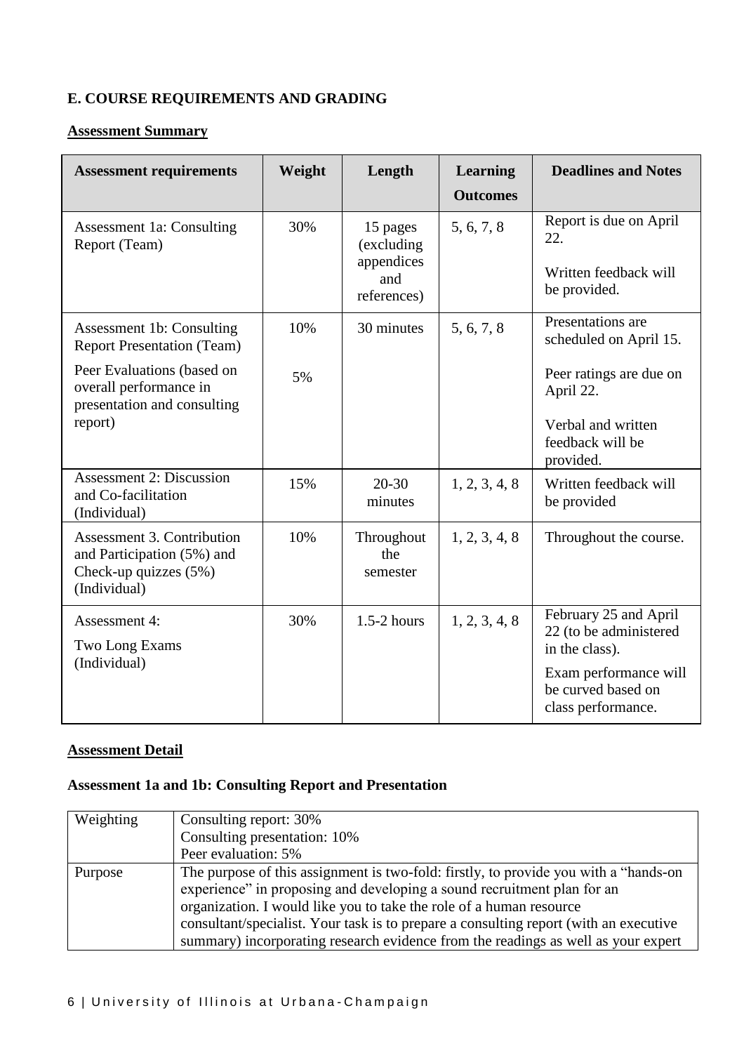### E. COURSE REQUIREMENTS AND GRADING

**Assessment Summary**

| Assessment requirements | Weight | Length | Learning Outcomes | Deadlines and Notes |
|---|---|---|---|---|
| Assessment 1a: Consulting Report (Team) | 30% | 15 pages (excluding appendices and references) | 5, 6, 7, 8 | Report is due on April 22.<br><br>Written feedback will be provided. |
| Assessment 1b: Consulting Report Presentation (Team)<br><br>Peer Evaluations (based on overall performance in presentation and consulting report) | 10%<br><br>5% | 30 minutes | 5, 6, 7, 8 | Presentations are scheduled on April 15.<br><br>Peer ratings are due on April 22.<br><br>Verbal and written feedback will be provided. |
| Assessment 2: Discussion and Co-facilitation (Individual) | 15% | 20-30 minutes | 1, 2, 3, 4, 8 | Written feedback will be provided |
| Assessment 3. Contribution and Participation (5%) and Check-up quizzes (5%) (Individual) | 10% | Throughout the semester | 1, 2, 3, 4, 8 | Throughout the course. |
| Assessment 4: Two Long Exams (Individual) | 30% | 1.5-2 hours | 1, 2, 3, 4, 8 | February 25 and April 22 (to be administered in the class).<br><br>Exam performance will be curved based on class performance. |

**Assessment Detail**

#### Assessment 1a and 1b: Consulting Report and Presentation

| Weighting | Consulting report: 30%<br>Consulting presentation: 10%<br>Peer evaluation: 5% |
|---|---|
| Purpose | The purpose of this assignment is two-fold: firstly, to provide you with a "hands-on experience" in proposing and developing a sound recruitment plan for an organization. I would like you to take the role of a human resource consultant/specialist. Your task is to prepare a consulting report (with an executive summary) incorporating research evidence from the readings as well as your expert |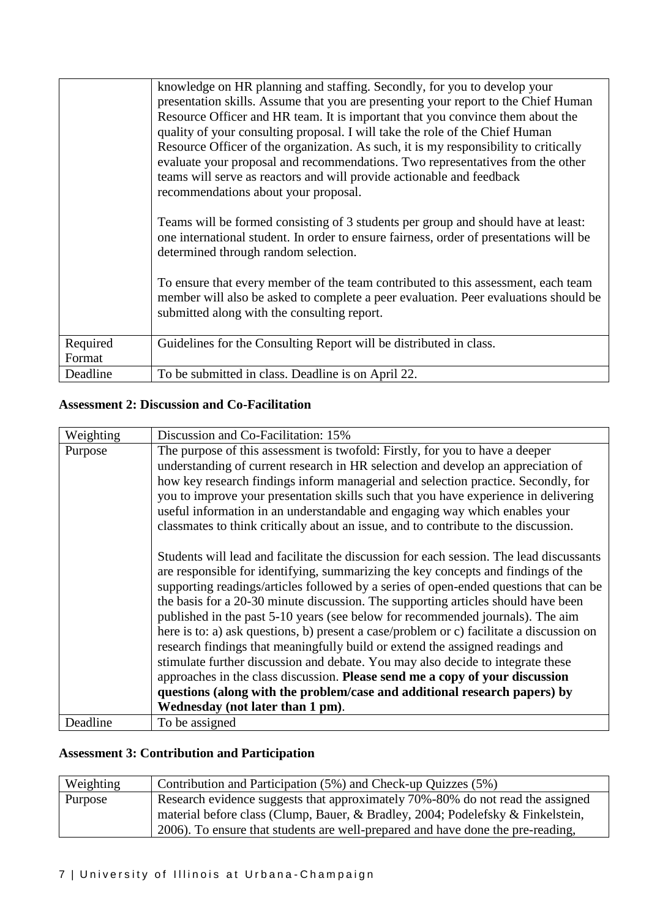| | |
|---|---|
| | knowledge on HR planning and staffing. Secondly, for you to develop your presentation skills. Assume that you are presenting your report to the Chief Human Resource Officer and HR team. It is important that you convince them about the quality of your consulting proposal. I will take the role of the Chief Human Resource Officer of the organization. As such, it is my responsibility to critically evaluate your proposal and recommendations. Two representatives from the other teams will serve as reactors and will provide actionable and feedback recommendations about your proposal.<br><br>Teams will be formed consisting of 3 students per group and should have at least: one international student. In order to ensure fairness, order of presentations will be determined through random selection.<br><br>To ensure that every member of the team contributed to this assessment, each team member will also be asked to complete a peer evaluation. Peer evaluations should be submitted along with the consulting report. |
| Required Format | Guidelines for the Consulting Report will be distributed in class. |
| Deadline | To be submitted in class. Deadline is on April 22. |

**Assessment 2: Discussion and Co-Facilitation**

| Weighting | Discussion and Co-Facilitation: 15% |
|---|---|
| Purpose | The purpose of this assessment is twofold: Firstly, for you to have a deeper understanding of current research in HR selection and develop an appreciation of how key research findings inform managerial and selection practice. Secondly, for you to improve your presentation skills such that you have experience in delivering useful information in an understandable and engaging way which enables your classmates to think critically about an issue, and to contribute to the discussion.<br><br>Students will lead and facilitate the discussion for each session. The lead discussants are responsible for identifying, summarizing the key concepts and findings of the supporting readings/articles followed by a series of open-ended questions that can be the basis for a 20-30 minute discussion. The supporting articles should have been published in the past 5-10 years (see below for recommended journals). The aim here is to: a) ask questions, b) present a case/problem or c) facilitate a discussion on research findings that meaningfully build or extend the assigned readings and stimulate further discussion and debate. You may also decide to integrate these approaches in the class discussion. **Please send me a copy of your discussion questions (along with the problem/case and additional research papers) by Wednesday (not later than 1 pm)**. |
| Deadline | To be assigned |

**Assessment 3: Contribution and Participation**

| Weighting | Contribution and Participation (5%) and Check-up Quizzes (5%) |
|---|---|
| Purpose | Research evidence suggests that approximately 70%-80% do not read the assigned material before class (Clump, Bauer, & Bradley, 2004; Podelefsky & Finkelstein, 2006). To ensure that students are well-prepared and have done the pre-reading, |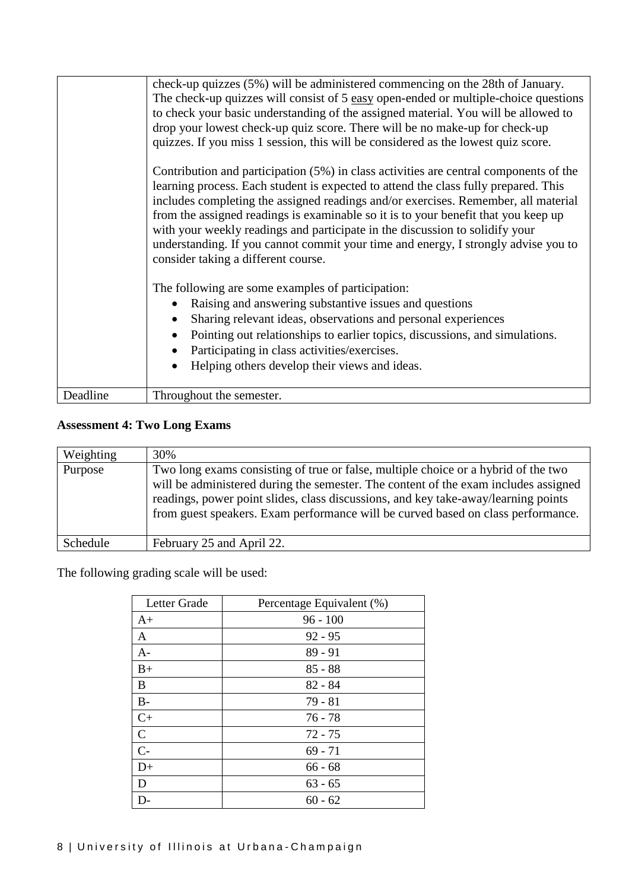| | |
|---|---|
| | check-up quizzes (5%) will be administered commencing on the 28th of January. The check-up quizzes will consist of 5 <u>easy</u> open-ended or multiple-choice questions to check your basic understanding of the assigned material. You will be allowed to drop your lowest check-up quiz score. There will be no make-up for check-up quizzes. If you miss 1 session, this will be considered as the lowest quiz score.<br><br>Contribution and participation (5%) in class activities are central components of the learning process. Each student is expected to attend the class fully prepared. This includes completing the assigned readings and/or exercises. Remember, all material from the assigned readings is examinable so it is to your benefit that you keep up with your weekly readings and participate in the discussion to solidify your understanding. If you cannot commit your time and energy, I strongly advise you to consider taking a different course.<br><br>The following are some examples of participation:<br>• Raising and answering substantive issues and questions<br>• Sharing relevant ideas, observations and personal experiences<br>• Pointing out relationships to earlier topics, discussions, and simulations.<br>• Participating in class activities/exercises.<br>• Helping others develop their views and ideas. |
| Deadline | Throughout the semester. |

**Assessment 4: Two Long Exams**

| | |
|---|---|
| Weighting | 30% |
| Purpose | Two long exams consisting of true or false, multiple choice or a hybrid of the two will be administered during the semester. The content of the exam includes assigned readings, power point slides, class discussions, and key take-away/learning points from guest speakers. Exam performance will be curved based on class performance. |
| Schedule | February 25 and April 22. |

The following grading scale will be used:

| Letter Grade | Percentage Equivalent (%) |
|---|---|
| A+ | 96 - 100 |
| A | 92 - 95 |
| A- | 89 - 91 |
| B+ | 85 - 88 |
| B | 82 - 84 |
| B- | 79 - 81 |
| C+ | 76 - 78 |
| C | 72 - 75 |
| C- | 69 - 71 |
| D+ | 66 - 68 |
| D | 63 - 65 |
| D- | 60 - 62 |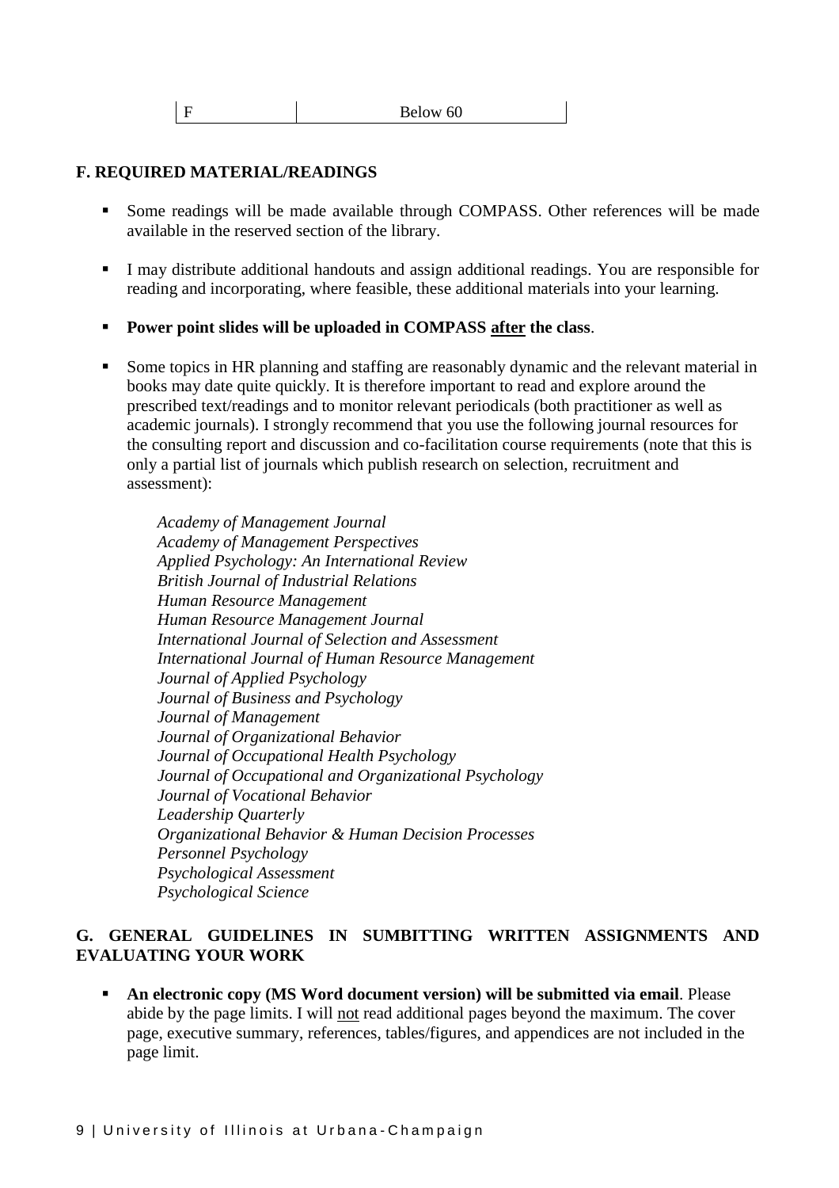| F | Below 60 |
|---|---|

**F. REQUIRED MATERIAL/READINGS**

- Some readings will be made available through COMPASS. Other references will be made available in the reserved section of the library.
- I may distribute additional handouts and assign additional readings. You are responsible for reading and incorporating, where feasible, these additional materials into your learning.
- **Power point slides will be uploaded in COMPASS <u>after</u> the class**.
- Some topics in HR planning and staffing are reasonably dynamic and the relevant material in books may date quite quickly. It is therefore important to read and explore around the prescribed text/readings and to monitor relevant periodicals (both practitioner as well as academic journals). I strongly recommend that you use the following journal resources for the consulting report and discussion and co-facilitation course requirements (note that this is only a partial list of journals which publish research on selection, recruitment and assessment):

  *Academy of Management Journal*
  *Academy of Management Perspectives*
  *Applied Psychology: An International Review*
  *British Journal of Industrial Relations*
  *Human Resource Management*
  *Human Resource Management Journal*
  *International Journal of Selection and Assessment*
  *International Journal of Human Resource Management*
  *Journal of Applied Psychology*
  *Journal of Business and Psychology*
  *Journal of Management*
  *Journal of Organizational Behavior*
  *Journal of Occupational Health Psychology*
  *Journal of Occupational and Organizational Psychology*
  *Journal of Vocational Behavior*
  *Leadership Quarterly*
  *Organizational Behavior & Human Decision Processes*
  *Personnel Psychology*
  *Psychological Assessment*
  *Psychological Science*

**G. GENERAL GUIDELINES IN SUMBITTING WRITTEN ASSIGNMENTS AND EVALUATING YOUR WORK**

- **An electronic copy (MS Word document version) will be submitted via email**. Please abide by the page limits. I will <u>not</u> read additional pages beyond the maximum. The cover page, executive summary, references, tables/figures, and appendices are not included in the page limit.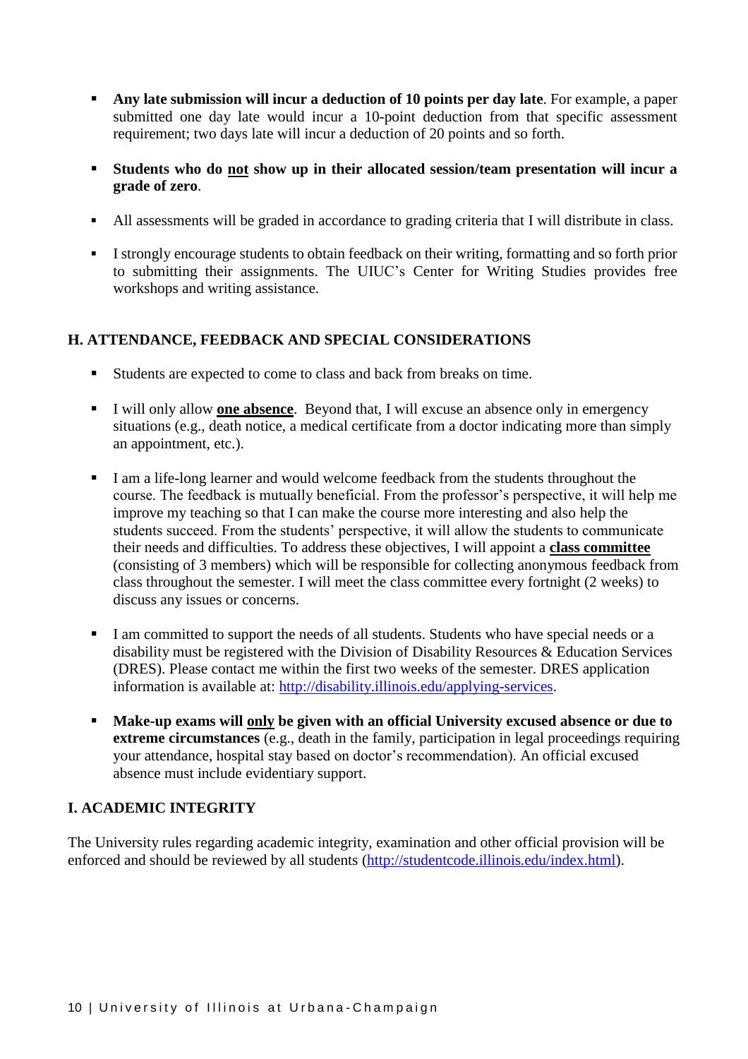- **Any late submission will incur a deduction of 10 points per day late**. For example, a paper submitted one day late would incur a 10-point deduction from that specific assessment requirement; two days late will incur a deduction of 20 points and so forth.

- **Students who do <u>not</u> show up in their allocated session/team presentation will incur a grade of zero**.

- All assessments will be graded in accordance to grading criteria that I will distribute in class.

- I strongly encourage students to obtain feedback on their writing, formatting and so forth prior to submitting their assignments. The UIUC's Center for Writing Studies provides free workshops and writing assistance.

## H. ATTENDANCE, FEEDBACK AND SPECIAL CONSIDERATIONS

- Students are expected to come to class and back from breaks on time.

- I will only allow <u>**one absence**</u>. Beyond that, I will excuse an absence only in emergency situations (e.g., death notice, a medical certificate from a doctor indicating more than simply an appointment, etc.).

- I am a life-long learner and would welcome feedback from the students throughout the course. The feedback is mutually beneficial. From the professor's perspective, it will help me improve my teaching so that I can make the course more interesting and also help the students succeed. From the students' perspective, it will allow the students to communicate their needs and difficulties. To address these objectives, I will appoint a <u>**class committee**</u> (consisting of 3 members) which will be responsible for collecting anonymous feedback from class throughout the semester. I will meet the class committee every fortnight (2 weeks) to discuss any issues or concerns.

- I am committed to support the needs of all students. Students who have special needs or a disability must be registered with the Division of Disability Resources & Education Services (DRES). Please contact me within the first two weeks of the semester. DRES application information is available at: http://disability.illinois.edu/applying-services.

- **Make-up exams will <u>only</u> be given with an official University excused absence or due to extreme circumstances** (e.g., death in the family, participation in legal proceedings requiring your attendance, hospital stay based on doctor's recommendation). An official excused absence must include evidentiary support.

## I. ACADEMIC INTEGRITY

The University rules regarding academic integrity, examination and other official provision will be enforced and should be reviewed by all students (http://studentcode.illinois.edu/index.html).